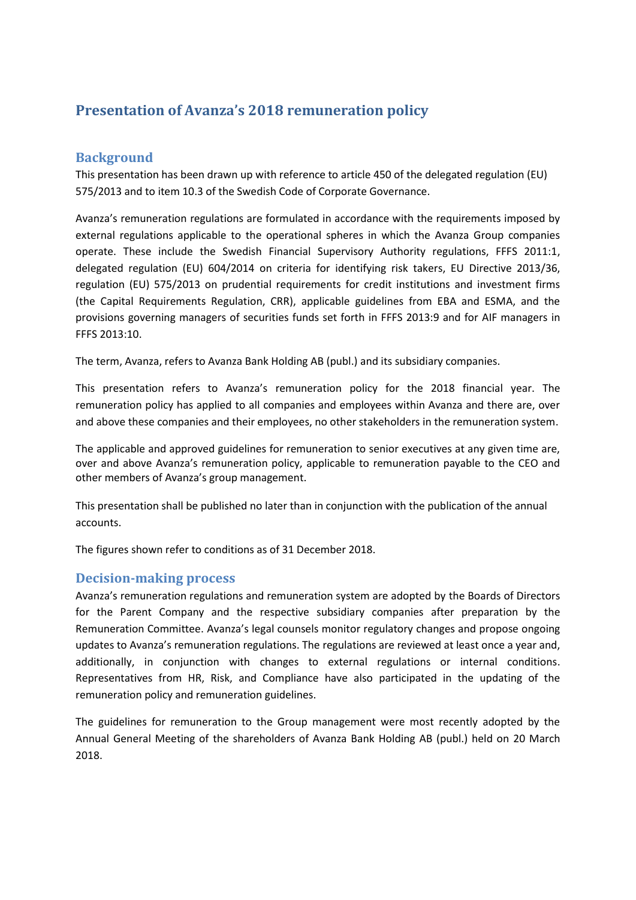# Presentation of Avanza's 2018 remuneration policy

## Background

This presentation has been drawn up with reference to article 450 of the delegated regulation (EU) 575/2013 and to item 10.3 of the Swedish Code of Corporate Governance.

Avanza's remuneration regulations are formulated in accordance with the requirements imposed by external regulations applicable to the operational spheres in which the Avanza Group companies operate. These include the Swedish Financial Supervisory Authority regulations, FFFS 2011:1, delegated regulation (EU) 604/2014 on criteria for identifying risk takers, EU Directive 2013/36, regulation (EU) 575/2013 on prudential requirements for credit institutions and investment firms (the Capital Requirements Regulation, CRR), applicable guidelines from EBA and ESMA, and the provisions governing managers of securities funds set forth in FFFS 2013:9 and for AIF managers in FFFS 2013:10.

The term, Avanza, refers to Avanza Bank Holding AB (publ.) and its subsidiary companies.

This presentation refers to Avanza's remuneration policy for the 2018 financial year. The remuneration policy has applied to all companies and employees within Avanza and there are, over and above these companies and their employees, no other stakeholders in the remuneration system.

The applicable and approved guidelines for remuneration to senior executives at any given time are, over and above Avanza's remuneration policy, applicable to remuneration payable to the CEO and other members of Avanza's group management.

This presentation shall be published no later than in conjunction with the publication of the annual accounts.

The figures shown refer to conditions as of 31 December 2018.

## Decision-making process

Avanza's remuneration regulations and remuneration system are adopted by the Boards of Directors for the Parent Company and the respective subsidiary companies after preparation by the Remuneration Committee. Avanza's legal counsels monitor regulatory changes and propose ongoing updates to Avanza's remuneration regulations. The regulations are reviewed at least once a year and, additionally, in conjunction with changes to external regulations or internal conditions. Representatives from HR, Risk, and Compliance have also participated in the updating of the remuneration policy and remuneration guidelines.

The guidelines for remuneration to the Group management were most recently adopted by the Annual General Meeting of the shareholders of Avanza Bank Holding AB (publ.) held on 20 March 2018.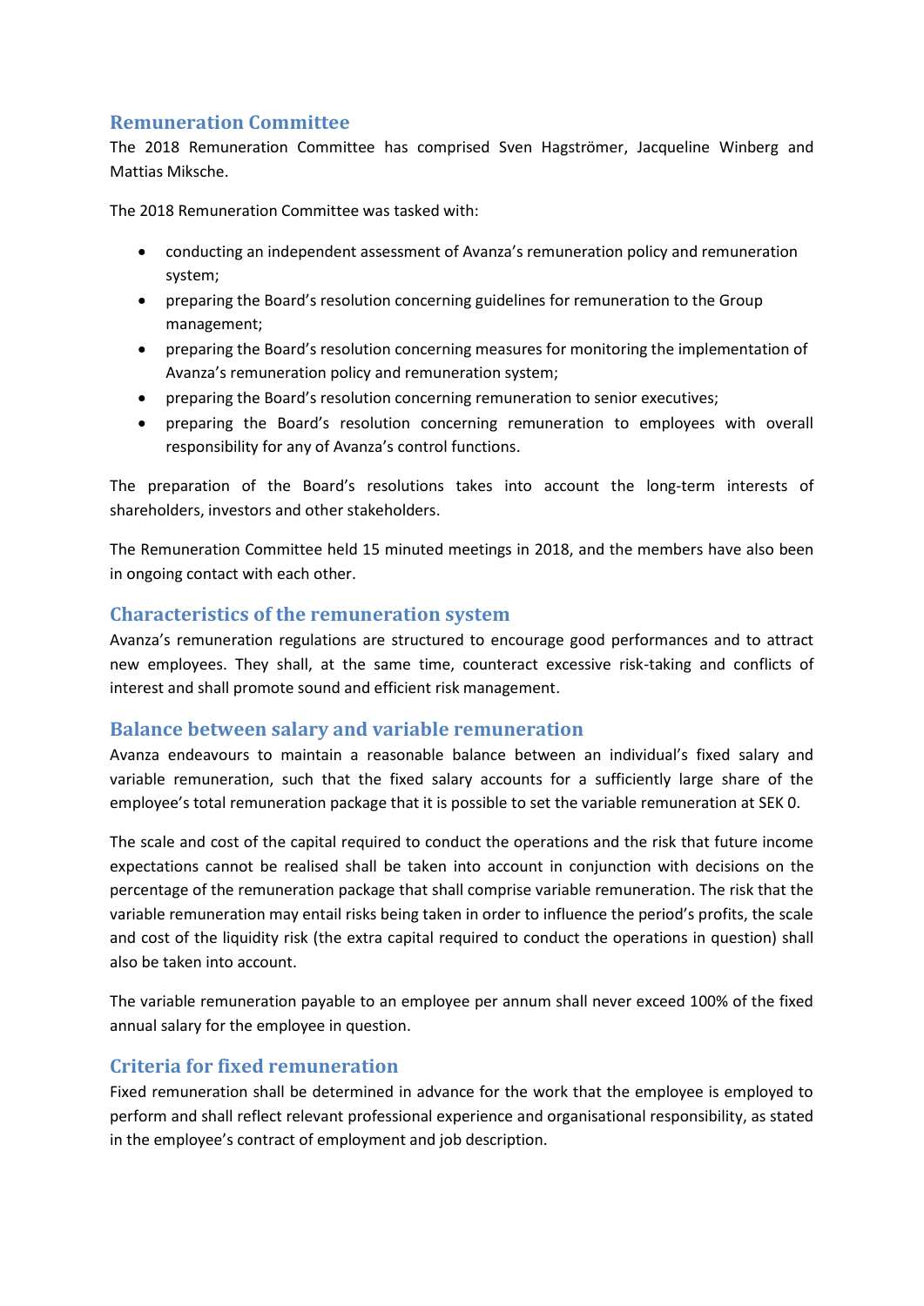## Remuneration Committee

The 2018 Remuneration Committee has comprised Sven Hagströmer, Jacqueline Winberg and Mattias Miksche.

The 2018 Remuneration Committee was tasked with:

- conducting an independent assessment of Avanza's remuneration policy and remuneration system;
- preparing the Board's resolution concerning guidelines for remuneration to the Group management;
- preparing the Board's resolution concerning measures for monitoring the implementation of Avanza's remuneration policy and remuneration system;
- preparing the Board's resolution concerning remuneration to senior executives;
- preparing the Board's resolution concerning remuneration to employees with overall responsibility for any of Avanza's control functions.

The preparation of the Board's resolutions takes into account the long-term interests of shareholders, investors and other stakeholders.

The Remuneration Committee held 15 minuted meetings in 2018, and the members have also been in ongoing contact with each other.

## Characteristics of the remuneration system

Avanza's remuneration regulations are structured to encourage good performances and to attract new employees. They shall, at the same time, counteract excessive risk-taking and conflicts of interest and shall promote sound and efficient risk management.

## Balance between salary and variable remuneration

Avanza endeavours to maintain a reasonable balance between an individual's fixed salary and variable remuneration, such that the fixed salary accounts for a sufficiently large share of the employee's total remuneration package that it is possible to set the variable remuneration at SEK 0.

The scale and cost of the capital required to conduct the operations and the risk that future income expectations cannot be realised shall be taken into account in conjunction with decisions on the percentage of the remuneration package that shall comprise variable remuneration. The risk that the variable remuneration may entail risks being taken in order to influence the period's profits, the scale and cost of the liquidity risk (the extra capital required to conduct the operations in question) shall also be taken into account.

The variable remuneration payable to an employee per annum shall never exceed 100% of the fixed annual salary for the employee in question.

## Criteria for fixed remuneration

Fixed remuneration shall be determined in advance for the work that the employee is employed to perform and shall reflect relevant professional experience and organisational responsibility, as stated in the employee's contract of employment and job description.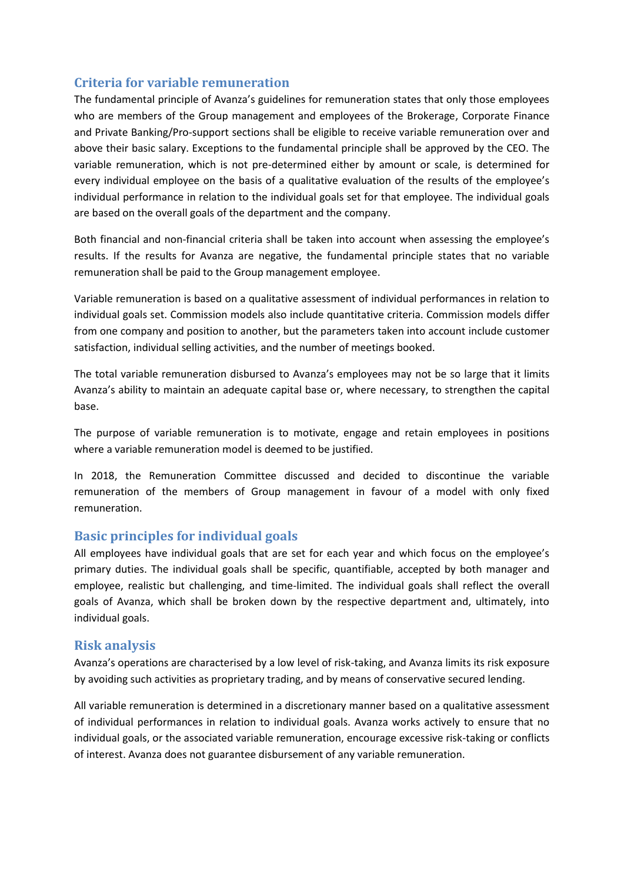## Criteria for variable remuneration

The fundamental principle of Avanza's guidelines for remuneration states that only those employees who are members of the Group management and employees of the Brokerage, Corporate Finance and Private Banking/Pro-support sections shall be eligible to receive variable remuneration over and above their basic salary. Exceptions to the fundamental principle shall be approved by the CEO. The variable remuneration, which is not pre-determined either by amount or scale, is determined for every individual employee on the basis of a qualitative evaluation of the results of the employee's individual performance in relation to the individual goals set for that employee. The individual goals are based on the overall goals of the department and the company.

Both financial and non-financial criteria shall be taken into account when assessing the employee's results. If the results for Avanza are negative, the fundamental principle states that no variable remuneration shall be paid to the Group management employee.

Variable remuneration is based on a qualitative assessment of individual performances in relation to individual goals set. Commission models also include quantitative criteria. Commission models differ from one company and position to another, but the parameters taken into account include customer satisfaction, individual selling activities, and the number of meetings booked.

The total variable remuneration disbursed to Avanza's employees may not be so large that it limits Avanza's ability to maintain an adequate capital base or, where necessary, to strengthen the capital base.

The purpose of variable remuneration is to motivate, engage and retain employees in positions where a variable remuneration model is deemed to be justified.

In 2018, the Remuneration Committee discussed and decided to discontinue the variable remuneration of the members of Group management in favour of a model with only fixed remuneration.

## Basic principles for individual goals

All employees have individual goals that are set for each year and which focus on the employee's primary duties. The individual goals shall be specific, quantifiable, accepted by both manager and employee, realistic but challenging, and time-limited. The individual goals shall reflect the overall goals of Avanza, which shall be broken down by the respective department and, ultimately, into individual goals.

## Risk analysis

Avanza's operations are characterised by a low level of risk-taking, and Avanza limits its risk exposure by avoiding such activities as proprietary trading, and by means of conservative secured lending.

All variable remuneration is determined in a discretionary manner based on a qualitative assessment of individual performances in relation to individual goals. Avanza works actively to ensure that no individual goals, or the associated variable remuneration, encourage excessive risk-taking or conflicts of interest. Avanza does not guarantee disbursement of any variable remuneration.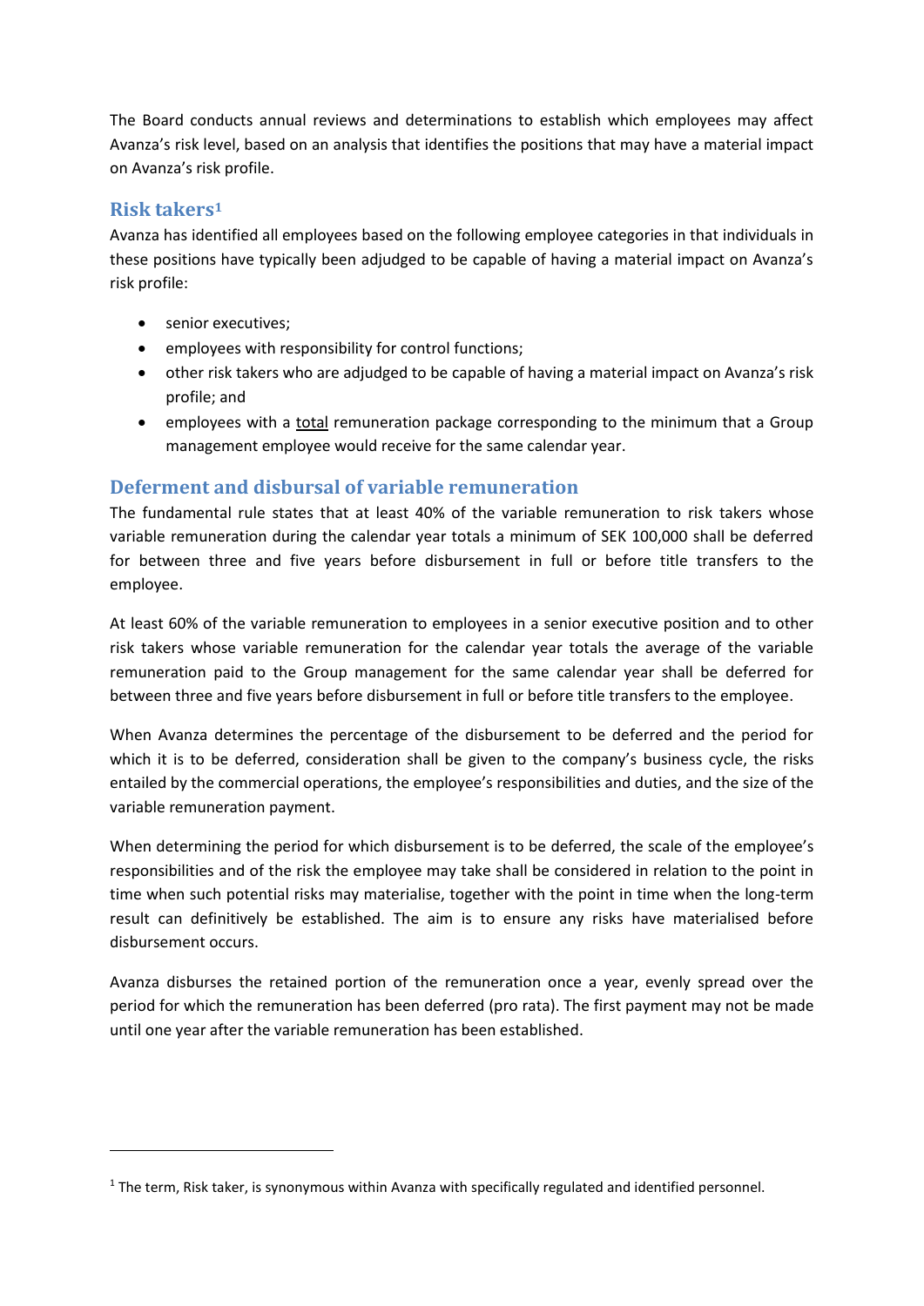The Board conducts annual reviews and determinations to establish which employees may affect Avanza's risk level, based on an analysis that identifies the positions that may have a material impact on Avanza's risk profile.

## Risk takers[1]

Avanza has identified all employees based on the following employee categories in that individuals in these positions have typically been adjudged to be capable of having a material impact on Avanza's risk profile:

- senior executives;
- employees with responsibility for control functions;
- other risk takers who are adjudged to be capable of having a material impact on Avanza's risk profile; and
- employees with a total remuneration package corresponding to the minimum that a Group management employee would receive for the same calendar year.

## Deferment and disbursal of variable remuneration

The fundamental rule states that at least 40% of the variable remuneration to risk takers whose variable remuneration during the calendar year totals a minimum of SEK 100,000 shall be deferred for between three and five years before disbursement in full or before title transfers to the employee.

At least 60% of the variable remuneration to employees in a senior executive position and to other risk takers whose variable remuneration for the calendar year totals the average of the variable remuneration paid to the Group management for the same calendar year shall be deferred for between three and five years before disbursement in full or before title transfers to the employee.

When Avanza determines the percentage of the disbursement to be deferred and the period for which it is to be deferred, consideration shall be given to the company's business cycle, the risks entailed by the commercial operations, the employee's responsibilities and duties, and the size of the variable remuneration payment.

When determining the period for which disbursement is to be deferred, the scale of the employee's responsibilities and of the risk the employee may take shall be considered in relation to the point in time when such potential risks may materialise, together with the point in time when the long-term result can definitively be established. The aim is to ensure any risks have materialised before disbursement occurs.

Avanza disburses the retained portion of the remuneration once a year, evenly spread over the period for which the remuneration has been deferred (pro rata). The first payment may not be made until one year after the variable remuneration has been established.

[1] The term, Risk taker, is synonymous within Avanza with specifically regulated and identified personnel.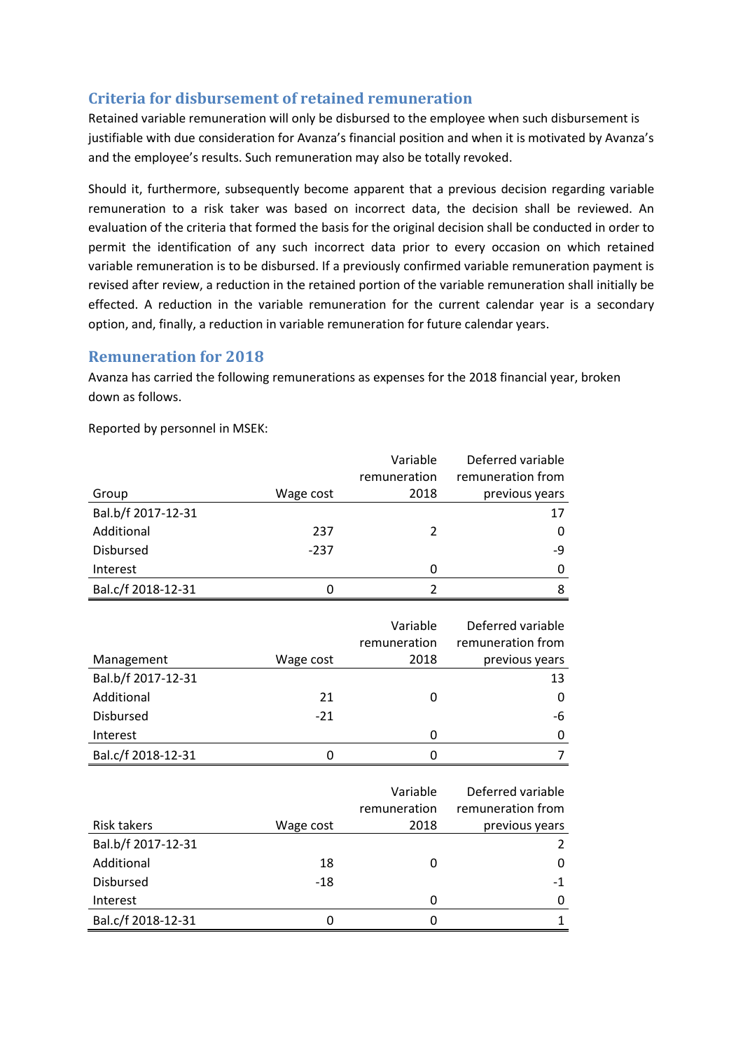## Criteria for disbursement of retained remuneration

Retained variable remuneration will only be disbursed to the employee when such disbursement is justifiable with due consideration for Avanza's financial position and when it is motivated by Avanza's and the employee's results. Such remuneration may also be totally revoked.

Should it, furthermore, subsequently become apparent that a previous decision regarding variable remuneration to a risk taker was based on incorrect data, the decision shall be reviewed. An evaluation of the criteria that formed the basis for the original decision shall be conducted in order to permit the identification of any such incorrect data prior to every occasion on which retained variable remuneration is to be disbursed. If a previously confirmed variable remuneration payment is revised after review, a reduction in the retained portion of the variable remuneration shall initially be effected. A reduction in the variable remuneration for the current calendar year is a secondary option, and, finally, a reduction in variable remuneration for future calendar years.

## Remuneration for 2018

Avanza has carried the following remunerations as expenses for the 2018 financial year, broken down as follows.

Reported by personnel in MSEK:

| Group | Wage cost | Variable remuneration 2018 | Deferred variable remuneration from previous years |
|---|---|---|---|
| Bal.b/f 2017-12-31 | | | 17 |
| Additional | 237 | 2 | 0 |
| Disbursed | -237 | | -9 |
| Interest | | 0 | 0 |
| Bal.c/f 2018-12-31 | 0 | 2 | 8 |

| Management | Wage cost | Variable remuneration 2018 | Deferred variable remuneration from previous years |
|---|---|---|---|
| Bal.b/f 2017-12-31 | | | 13 |
| Additional | 21 | 0 | 0 |
| Disbursed | -21 | | -6 |
| Interest | | 0 | 0 |
| Bal.c/f 2018-12-31 | 0 | 0 | 7 |

| Risk takers | Wage cost | Variable remuneration 2018 | Deferred variable remuneration from previous years |
|---|---|---|---|
| Bal.b/f 2017-12-31 | | | 2 |
| Additional | 18 | 0 | 0 |
| Disbursed | -18 | | -1 |
| Interest | | 0 | 0 |
| Bal.c/f 2018-12-31 | 0 | 0 | 1 |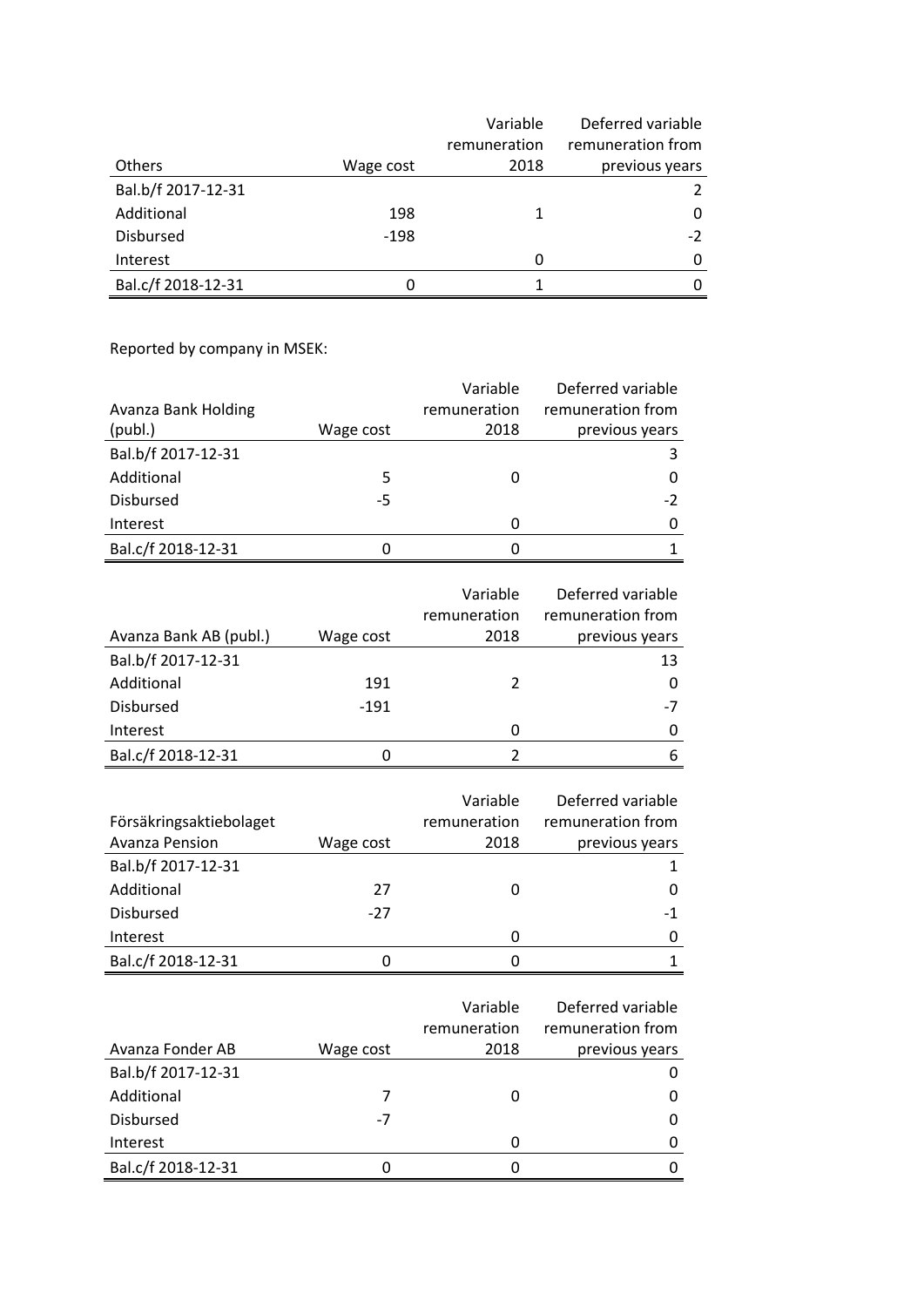| Others | Wage cost | Variable remuneration 2018 | Deferred variable remuneration from previous years |
|---|---|---|---|
| Bal.b/f 2017-12-31 | | | 2 |
| Additional | 198 | 1 | 0 |
| Disbursed | -198 | | -2 |
| Interest | | 0 | 0 |
| Bal.c/f 2018-12-31 | 0 | 1 | 0 |

Reported by company in MSEK:

| Avanza Bank Holding (publ.) | Wage cost | Variable remuneration 2018 | Deferred variable remuneration from previous years |
|---|---|---|---|
| Bal.b/f 2017-12-31 | | | 3 |
| Additional | 5 | 0 | 0 |
| Disbursed | -5 | | -2 |
| Interest | | 0 | 0 |
| Bal.c/f 2018-12-31 | 0 | 0 | 1 |

| Avanza Bank AB (publ.) | Wage cost | Variable remuneration 2018 | Deferred variable remuneration from previous years |
|---|---|---|---|
| Bal.b/f 2017-12-31 | | | 13 |
| Additional | 191 | 2 | 0 |
| Disbursed | -191 | | -7 |
| Interest | | 0 | 0 |
| Bal.c/f 2018-12-31 | 0 | 2 | 6 |

| Försäkringsaktiebolaget Avanza Pension | Wage cost | Variable remuneration 2018 | Deferred variable remuneration from previous years |
|---|---|---|---|
| Bal.b/f 2017-12-31 | | | 1 |
| Additional | 27 | 0 | 0 |
| Disbursed | -27 | | -1 |
| Interest | | 0 | 0 |
| Bal.c/f 2018-12-31 | 0 | 0 | 1 |

| Avanza Fonder AB | Wage cost | Variable remuneration 2018 | Deferred variable remuneration from previous years |
|---|---|---|---|
| Bal.b/f 2017-12-31 | | | 0 |
| Additional | 7 | 0 | 0 |
| Disbursed | -7 | | 0 |
| Interest | | 0 | 0 |
| Bal.c/f 2018-12-31 | 0 | 0 | 0 |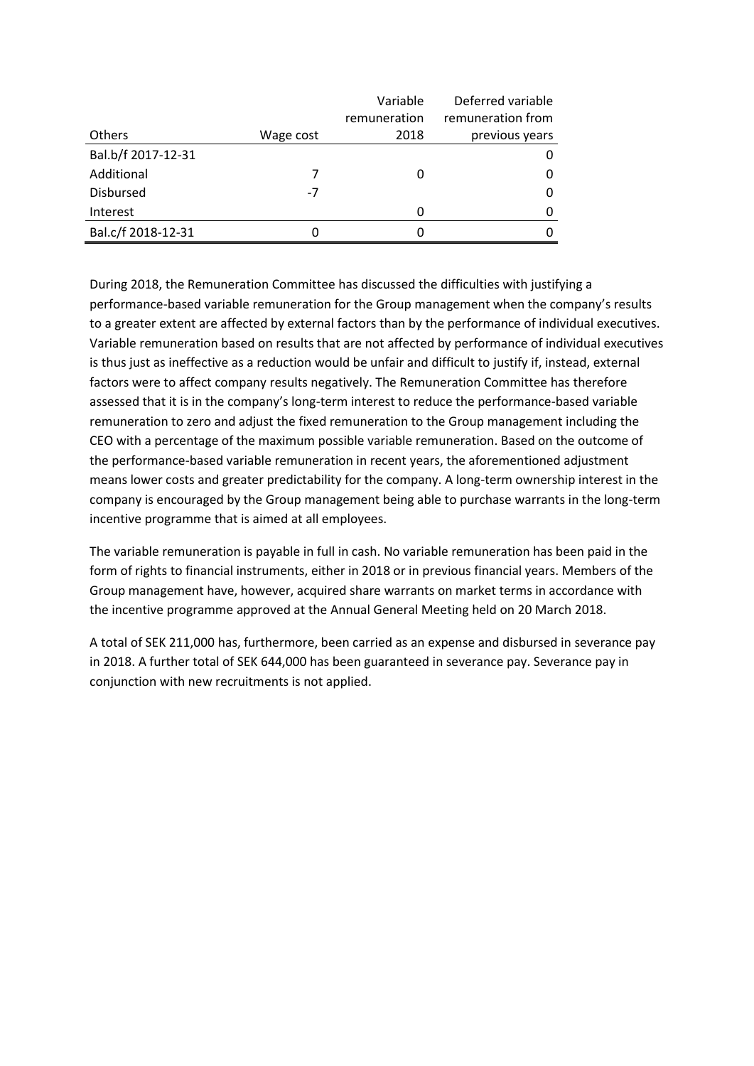| Others | Wage cost | Variable remuneration 2018 | Deferred variable remuneration from previous years |
|---|---|---|---|
| Bal.b/f 2017-12-31 | | | 0 |
| Additional | 7 | 0 | 0 |
| Disbursed | -7 | | 0 |
| Interest | | 0 | 0 |
| Bal.c/f 2018-12-31 | 0 | 0 | 0 |

During 2018, the Remuneration Committee has discussed the difficulties with justifying a performance-based variable remuneration for the Group management when the company's results to a greater extent are affected by external factors than by the performance of individual executives. Variable remuneration based on results that are not affected by performance of individual executives is thus just as ineffective as a reduction would be unfair and difficult to justify if, instead, external factors were to affect company results negatively. The Remuneration Committee has therefore assessed that it is in the company's long-term interest to reduce the performance-based variable remuneration to zero and adjust the fixed remuneration to the Group management including the CEO with a percentage of the maximum possible variable remuneration. Based on the outcome of the performance-based variable remuneration in recent years, the aforementioned adjustment means lower costs and greater predictability for the company. A long-term ownership interest in the company is encouraged by the Group management being able to purchase warrants in the long-term incentive programme that is aimed at all employees.

The variable remuneration is payable in full in cash. No variable remuneration has been paid in the form of rights to financial instruments, either in 2018 or in previous financial years. Members of the Group management have, however, acquired share warrants on market terms in accordance with the incentive programme approved at the Annual General Meeting held on 20 March 2018.

A total of SEK 211,000 has, furthermore, been carried as an expense and disbursed in severance pay in 2018. A further total of SEK 644,000 has been guaranteed in severance pay. Severance pay in conjunction with new recruitments is not applied.